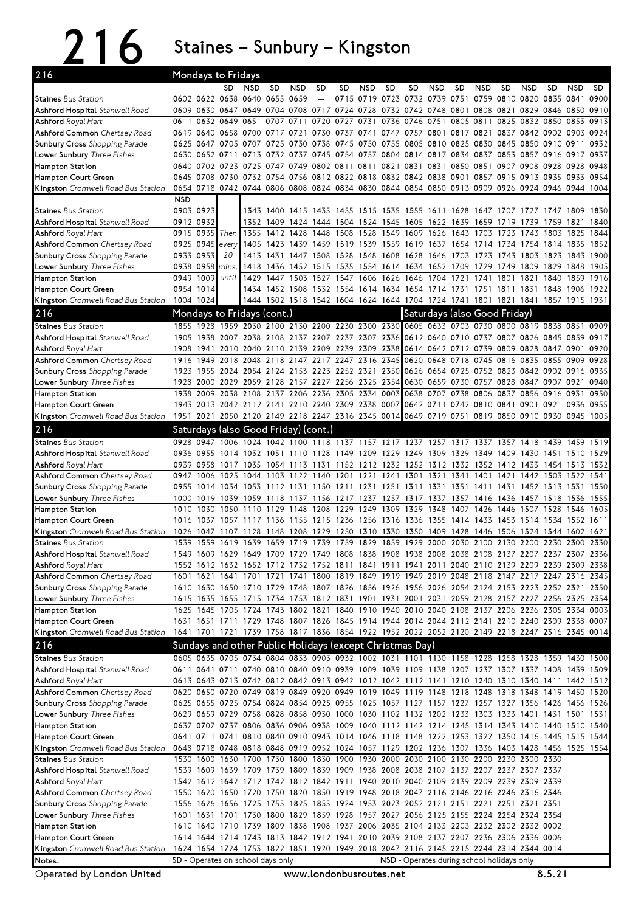# 216 Staines – Sunbury – Kingston

## Mondays to Fridays

| 216 | | | SD | NSD | SD | NSD | SD | SD | NSD | SD | SD | NSD | SD | NSD | SD | NSD | SD | NSD | SD |
|---|---|---|---|---|---|---|---|---|---|---|---|---|---|---|---|---|---|---|---|
| **Staines** Bus Station | 0602 | 0622 | 0638 | 0640 | 0655 | 0659 | -- | 0715 | 0719 | 0723 | 0732 | 0739 | 0751 | 0759 | 0810 | 0820 | 0835 | 0841 | 0900 |
| **Ashford Hospital** Stanwell Road | 0609 | 0630 | 0647 | 0649 | 0704 | 0708 | 0717 | 0724 | 0728 | 0732 | 0742 | 0748 | 0801 | 0808 | 0821 | 0829 | 0846 | 0850 | 0910 |
| **Ashford** Royal Hart | 0611 | 0632 | 0649 | 0651 | 0707 | 0711 | 0720 | 0727 | 0731 | 0736 | 0746 | 0751 | 0805 | 0811 | 0825 | 0832 | 0850 | 0855 | 0913 |
| **Ashford Common** Chertsey Road | 0619 | 0640 | 0658 | 0700 | 0717 | 0721 | 0730 | 0737 | 0741 | 0747 | 0757 | 0801 | 0817 | 0821 | 0837 | 0842 | 0902 | 0903 | 0924 |
| **Sunbury Cross** Shopping Parade | 0625 | 0647 | 0705 | 0707 | 0725 | 0730 | 0738 | 0745 | 0750 | 0755 | 0805 | 0810 | 0825 | 0830 | 0845 | 0850 | 0910 | 0911 | 0932 |
| **Lower Sunbury** Three Fishes | 0630 | 0652 | 0711 | 0713 | 0732 | 0737 | 0745 | 0754 | 0757 | 0804 | 0814 | 0817 | 0834 | 0837 | 0853 | 0857 | 0916 | 0917 | 0937 |
| **Hampton Station** | 0640 | 0702 | 0723 | 0725 | 0747 | 0749 | 0802 | 0811 | 0811 | 0821 | 0831 | 0831 | 0850 | 0851 | 0907 | 0908 | 0928 | 0928 | 0948 |
| **Hampton Court Green** | 0645 | 0708 | 0730 | 0732 | 0754 | 0756 | 0812 | 0822 | 0818 | 0832 | 0842 | 0838 | 0901 | 0857 | 0915 | 0913 | 0935 | 0933 | 0954 |
| **Kingston** Cromwell Road Bus Station | 0654 | 0718 | 0742 | 0744 | 0806 | 0808 | 0824 | 0834 | 0830 | 0844 | 0854 | 0850 | 0913 | 0909 | 0926 | 0924 | 0946 | 0944 | 1004 |

| | NSD | | | | | | | | | | | | | | | | | | |
|---|---|---|---|---|---|---|---|---|---|---|---|---|---|---|---|---|---|---|---|
| **Staines** Bus Station | 0903 | 0923 | Then every 20 mins. until | 1343 | 1400 | 1415 | 1435 | 1455 | 1515 | 1535 | 1555 | 1611 | 1628 | 1647 | 1707 | 1727 | 1747 | 1809 | 1830 |
| **Ashford Hospital** Stanwell Road | 0912 | 0932 | | 1352 | 1409 | 1424 | 1444 | 1504 | 1524 | 1545 | 1605 | 1622 | 1639 | 1659 | 1719 | 1739 | 1759 | 1821 | 1840 |
| **Ashford** Royal Hart | 0915 | 0935 | | 1355 | 1412 | 1428 | 1448 | 1508 | 1528 | 1549 | 1609 | 1626 | 1643 | 1703 | 1723 | 1743 | 1803 | 1825 | 1844 |
| **Ashford Common** Chertsey Road | 0925 | 0945 | | 1405 | 1423 | 1439 | 1459 | 1519 | 1539 | 1559 | 1619 | 1637 | 1654 | 1714 | 1734 | 1754 | 1814 | 1835 | 1852 |
| **Sunbury Cross** Shopping Parade | 0933 | 0953 | | 1413 | 1431 | 1447 | 1508 | 1528 | 1548 | 1608 | 1628 | 1646 | 1703 | 1723 | 1743 | 1803 | 1823 | 1843 | 1900 |
| **Lower Sunbury** Three Fishes | 0938 | 0958 | | 1418 | 1436 | 1452 | 1515 | 1535 | 1554 | 1614 | 1634 | 1652 | 1709 | 1729 | 1749 | 1809 | 1829 | 1848 | 1905 |
| **Hampton Station** | 0949 | 1009 | | 1429 | 1447 | 1503 | 1527 | 1547 | 1606 | 1626 | 1646 | 1704 | 1721 | 1741 | 1801 | 1821 | 1840 | 1859 | 1916 |
| **Hampton Court Green** | 0954 | 1014 | | 1434 | 1452 | 1508 | 1532 | 1554 | 1614 | 1634 | 1654 | 1714 | 1731 | 1751 | 1811 | 1831 | 1848 | 1906 | 1922 |
| **Kingston** Cromwell Road Bus Station | 1004 | 1024 | | 1444 | 1502 | 1518 | 1542 | 1604 | 1624 | 1644 | 1704 | 1724 | 1741 | 1801 | 1821 | 1841 | 1857 | 1915 | 1931 |

## Mondays to Fridays (cont.)

| 216 | | | | | | | | | | |
|---|---|---|---|---|---|---|---|---|---|---|
| **Staines** Bus Station | 1855 | 1928 | 1959 | 2030 | 2100 | 2130 | 2200 | 2230 | 2300 | 2330 |
| **Ashford Hospital** Stanwell Road | 1905 | 1938 | 2007 | 2038 | 2108 | 2137 | 2207 | 2237 | 2307 | 2336 |
| **Ashford** Royal Hart | 1908 | 1941 | 2010 | 2040 | 2110 | 2139 | 2209 | 2239 | 2309 | 2338 |
| **Ashford Common** Chertsey Road | 1916 | 1949 | 2018 | 2048 | 2118 | 2147 | 2217 | 2247 | 2316 | 2345 |
| **Sunbury Cross** Shopping Parade | 1923 | 1955 | 2024 | 2054 | 2124 | 2153 | 2223 | 2252 | 2321 | 2350 |
| **Lower Sunbury** Three Fishes | 1928 | 2000 | 2029 | 2059 | 2128 | 2157 | 2227 | 2256 | 2325 | 2354 |
| **Hampton Station** | 1938 | 2009 | 2038 | 2108 | 2137 | 2206 | 2236 | 2305 | 2334 | 0003 |
| **Hampton Court Green** | 1943 | 2013 | 2042 | 2112 | 2141 | 2210 | 2240 | 2309 | 2338 | 0007 |
| **Kingston** Cromwell Road Bus Station | 1951 | 2021 | 2050 | 2120 | 2149 | 2218 | 2247 | 2316 | 2345 | 0014 |

## Saturdays (also Good Friday)

| 216 | | | | | | | | | |
|---|---|---|---|---|---|---|---|---|---|
| **Staines** Bus Station | 0605 | 0633 | 0703 | 0730 | 0800 | 0819 | 0838 | 0851 | 0909 |
| **Ashford Hospital** Stanwell Road | 0612 | 0640 | 0710 | 0737 | 0807 | 0826 | 0845 | 0859 | 0917 |
| **Ashford** Royal Hart | 0614 | 0642 | 0712 | 0739 | 0809 | 0828 | 0847 | 0901 | 0920 |
| **Ashford Common** Chertsey Road | 0620 | 0648 | 0718 | 0745 | 0816 | 0835 | 0855 | 0909 | 0928 |
| **Sunbury Cross** Shopping Parade | 0626 | 0654 | 0725 | 0752 | 0823 | 0842 | 0902 | 0916 | 0935 |
| **Lower Sunbury** Three Fishes | 0630 | 0659 | 0730 | 0757 | 0828 | 0847 | 0907 | 0921 | 0940 |
| **Hampton Station** | 0638 | 0707 | 0738 | 0806 | 0837 | 0856 | 0916 | 0931 | 0950 |
| **Hampton Court Green** | 0642 | 0711 | 0742 | 0810 | 0841 | 0901 | 0921 | 0936 | 0955 |
| **Kingston** Cromwell Road Bus Station | 0649 | 0719 | 0751 | 0819 | 0850 | 0910 | 0930 | 0945 | 1005 |

## Saturdays (also Good Friday) (cont.)

| 216 | | | | | | | | | | | | | | | | | | | |
|---|---|---|---|---|---|---|---|---|---|---|---|---|---|---|---|---|---|---|---|
| **Staines** Bus Station | 0928 | 0947 | 1006 | 1024 | 1042 | 1100 | 1118 | 1137 | 1157 | 1217 | 1237 | 1257 | 1317 | 1337 | 1357 | 1418 | 1439 | 1459 | 1519 |
| **Ashford Hospital** Stanwell Road | 0936 | 0955 | 1014 | 1032 | 1051 | 1110 | 1128 | 1149 | 1209 | 1229 | 1249 | 1309 | 1329 | 1349 | 1409 | 1430 | 1451 | 1510 | 1529 |
| **Ashford** Royal Hart | 0939 | 0958 | 1017 | 1035 | 1054 | 1113 | 1131 | 1152 | 1212 | 1232 | 1252 | 1312 | 1332 | 1352 | 1412 | 1433 | 1454 | 1513 | 1532 |
| **Ashford Common** Chertsey Road | 0947 | 1006 | 1025 | 1044 | 1103 | 1122 | 1140 | 1201 | 1221 | 1241 | 1301 | 1321 | 1341 | 1401 | 1421 | 1442 | 1503 | 1522 | 1541 |
| **Sunbury Cross** Shopping Parade | 0955 | 1014 | 1034 | 1053 | 1112 | 1131 | 1150 | 1211 | 1231 | 1251 | 1311 | 1331 | 1351 | 1411 | 1431 | 1452 | 1513 | 1531 | 1550 |
| **Lower Sunbury** Three Fishes | 1000 | 1019 | 1039 | 1059 | 1118 | 1137 | 1156 | 1217 | 1237 | 1257 | 1317 | 1337 | 1357 | 1416 | 1436 | 1457 | 1518 | 1536 | 1555 |
| **Hampton Station** | 1010 | 1030 | 1050 | 1110 | 1129 | 1148 | 1208 | 1229 | 1249 | 1309 | 1329 | 1348 | 1407 | 1426 | 1446 | 1507 | 1528 | 1546 | 1605 |
| **Hampton Court Green** | 1016 | 1037 | 1057 | 1117 | 1136 | 1155 | 1215 | 1236 | 1256 | 1316 | 1336 | 1355 | 1414 | 1433 | 1453 | 1514 | 1534 | 1552 | 1611 |
| **Kingston** Cromwell Road Bus Station | 1026 | 1047 | 1107 | 1128 | 1148 | 1208 | 1229 | 1250 | 1310 | 1330 | 1350 | 1409 | 1428 | 1446 | 1506 | 1524 | 1544 | 1602 | 1621 |
| **Staines** Bus Station | 1539 | 1559 | 1619 | 1639 | 1659 | 1719 | 1739 | 1759 | 1829 | 1859 | 1929 | 2000 | 2030 | 2100 | 2130 | 2200 | 2230 | 2300 | 2330 |
| **Ashford Hospital** Stanwell Road | 1549 | 1609 | 1629 | 1649 | 1709 | 1729 | 1749 | 1808 | 1838 | 1908 | 1938 | 2008 | 2038 | 2108 | 2137 | 2207 | 2237 | 2307 | 2336 |
| **Ashford** Royal Hart | 1552 | 1612 | 1632 | 1652 | 1712 | 1732 | 1752 | 1811 | 1841 | 1911 | 1941 | 2011 | 2040 | 2110 | 2139 | 2209 | 2239 | 2309 | 2338 |
| **Ashford Common** Chertsey Road | 1601 | 1621 | 1641 | 1701 | 1721 | 1741 | 1800 | 1819 | 1849 | 1919 | 1949 | 2019 | 2048 | 2118 | 2147 | 2217 | 2247 | 2316 | 2345 |
| **Sunbury Cross** Shopping Parade | 1610 | 1630 | 1650 | 1710 | 1729 | 1748 | 1807 | 1826 | 1856 | 1926 | 1956 | 2026 | 2054 | 2124 | 2153 | 2223 | 2252 | 2321 | 2350 |
| **Lower Sunbury** Three Fishes | 1615 | 1635 | 1655 | 1715 | 1734 | 1753 | 1812 | 1831 | 1901 | 1931 | 2001 | 2031 | 2059 | 2128 | 2157 | 2227 | 2256 | 2325 | 2354 |
| **Hampton Station** | 1625 | 1645 | 1705 | 1724 | 1743 | 1802 | 1821 | 1840 | 1910 | 1940 | 2010 | 2040 | 2108 | 2137 | 2206 | 2236 | 2305 | 2334 | 0003 |
| **Hampton Court Green** | 1631 | 1651 | 1711 | 1729 | 1748 | 1807 | 1826 | 1845 | 1914 | 1944 | 2014 | 2044 | 2112 | 2141 | 2210 | 2240 | 2309 | 2338 | 0007 |
| **Kingston** Cromwell Road Bus Station | 1641 | 1701 | 1721 | 1739 | 1758 | 1817 | 1836 | 1854 | 1922 | 1952 | 2022 | 2052 | 2120 | 2149 | 2218 | 2247 | 2316 | 2345 | 0014 |

## Sundays and other Public Holidays (except Christmas Day)

| 216 | | | | | | | | | | | | | | | | | | | |
|---|---|---|---|---|---|---|---|---|---|---|---|---|---|---|---|---|---|---|---|
| **Staines** Bus Station | 0605 | 0635 | 0705 | 0734 | 0804 | 0833 | 0903 | 0932 | 1002 | 1031 | 1101 | 1130 | 1158 | 1228 | 1258 | 1328 | 1359 | 1430 | 1500 |
| **Ashford Hospital** Stanwell Road | 0611 | 0641 | 0711 | 0740 | 0810 | 0840 | 0910 | 0939 | 1009 | 1039 | 1109 | 1138 | 1207 | 1237 | 1307 | 1337 | 1408 | 1439 | 1509 |
| **Ashford** Royal Hart | 0613 | 0643 | 0713 | 0742 | 0812 | 0842 | 0913 | 0942 | 1012 | 1042 | 1112 | 1141 | 1210 | 1240 | 1310 | 1340 | 1411 | 1442 | 1512 |
| **Ashford Common** Chertsey Road | 0620 | 0650 | 0720 | 0749 | 0819 | 0849 | 0920 | 0949 | 1019 | 1049 | 1119 | 1148 | 1218 | 1248 | 1318 | 1348 | 1419 | 1450 | 1520 |
| **Sunbury Cross** Shopping Parade | 0625 | 0655 | 0725 | 0754 | 0824 | 0854 | 0925 | 0955 | 1025 | 1057 | 1127 | 1157 | 1227 | 1257 | 1327 | 1356 | 1426 | 1456 | 1526 |
| **Lower Sunbury** Three Fishes | 0629 | 0659 | 0729 | 0758 | 0828 | 0858 | 0930 | 1000 | 1030 | 1102 | 1132 | 1202 | 1233 | 1303 | 1333 | 1401 | 1431 | 1501 | 1531 |
| **Hampton Station** | 0637 | 0707 | 0737 | 0806 | 0836 | 0906 | 0938 | 1009 | 1040 | 1112 | 1142 | 1214 | 1245 | 1314 | 1343 | 1410 | 1440 | 1510 | 1540 |
| **Hampton Court Green** | 0641 | 0711 | 0741 | 0810 | 0840 | 0910 | 0943 | 1014 | 1046 | 1118 | 1148 | 1222 | 1253 | 1322 | 1350 | 1416 | 1445 | 1515 | 1544 |
| **Kingston** Cromwell Road Bus Station | 0648 | 0718 | 0748 | 0818 | 0848 | 0919 | 0952 | 1024 | 1057 | 1129 | 1202 | 1236 | 1307 | 1336 | 1403 | 1428 | 1456 | 1525 | 1554 |
| **Staines** Bus Station | 1530 | 1600 | 1630 | 1700 | 1730 | 1800 | 1830 | 1900 | 1930 | 2000 | 2030 | 2100 | 2130 | 2200 | 2230 | 2300 | 2330 | | |
| **Ashford Hospital** Stanwell Road | 1539 | 1609 | 1639 | 1709 | 1739 | 1809 | 1839 | 1909 | 1938 | 2008 | 2038 | 2107 | 2137 | 2207 | 2237 | 2307 | 2337 | | |
| **Ashford** Royal Hart | 1542 | 1612 | 1642 | 1712 | 1742 | 1812 | 1842 | 1911 | 1940 | 2010 | 2040 | 2109 | 2139 | 2209 | 2239 | 2309 | 2339 | | |
| **Ashford Common** Chertsey Road | 1550 | 1620 | 1650 | 1720 | 1750 | 1820 | 1850 | 1919 | 1948 | 2018 | 2047 | 2116 | 2146 | 2216 | 2246 | 2316 | 2346 | | |
| **Sunbury Cross** Shopping Parade | 1556 | 1626 | 1656 | 1725 | 1755 | 1825 | 1855 | 1924 | 1953 | 2023 | 2052 | 2121 | 2151 | 2221 | 2251 | 2321 | 2351 | | |
| **Lower Sunbury** Three Fishes | 1601 | 1631 | 1701 | 1730 | 1800 | 1829 | 1859 | 1928 | 1957 | 2027 | 2056 | 2125 | 2155 | 2224 | 2254 | 2324 | 2354 | | |
| **Hampton Station** | 1610 | 1640 | 1710 | 1739 | 1809 | 1838 | 1908 | 1937 | 2006 | 2035 | 2104 | 2133 | 2203 | 2232 | 2302 | 2332 | 0002 | | |
| **Hampton Court Green** | 1614 | 1644 | 1714 | 1743 | 1813 | 1842 | 1912 | 1941 | 2010 | 2039 | 2108 | 2137 | 2207 | 2236 | 2306 | 2336 | 0006 | | |
| **Kingston** Cromwell Road Bus Station | 1624 | 1654 | 1724 | 1753 | 1822 | 1851 | 1920 | 1949 | 2018 | 2047 | 2116 | 2145 | 2215 | 2244 | 2314 | 2344 | 0014 | | |

**Notes:** SD - Operates on school days only; NSD - Operates during school holidays only

Operated by **London United** — www.londonbusroutes.net — 8.5.21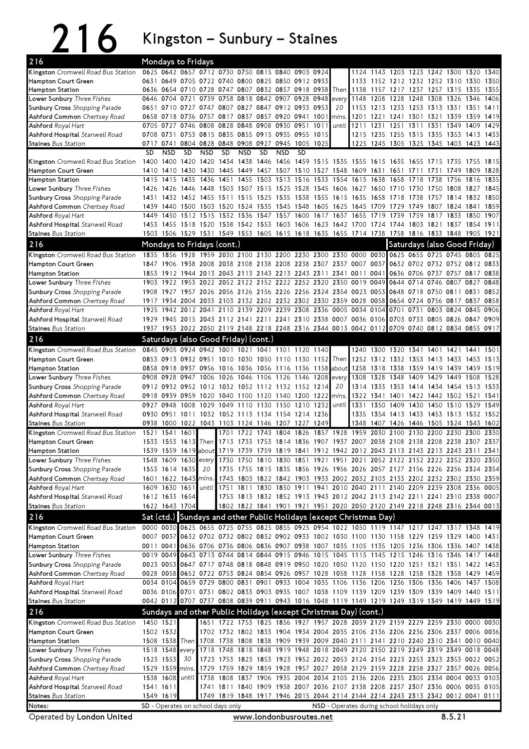# 216 Kingston – Sunbury – Staines

## 216 Mondays to Fridays

| Stop | | | | | | | | | | | | | | | | | | |
|---|---|---|---|---|---|---|---|---|---|---|---|---|---|---|---|---|---|---|
| Kingston Cromwell Road Bus Station | 0625 | 0642 | 0657 | 0712 | 0730 | 0750 | 0815 | 0840 | 0903 | 0924 | | 1124 | 1143 | 1203 | 1223 | 1242 | 1300 | 1320 | 1340 |
| Hampton Court Green | 0631 | 0649 | 0705 | 0722 | 0740 | 0800 | 0825 | 0850 | 0912 | 0933 | | 1133 | 1152 | 1212 | 1232 | 1252 | 1310 | 1330 | 1350 |
| Hampton Station | 0636 | 0654 | 0710 | 0728 | 0747 | 0807 | 0832 | 0857 | 0918 | 0938 | Then | 1138 | 1157 | 1217 | 1237 | 1257 | 1315 | 1335 | 1355 |
| Lower Sunbury Three Fishes | 0646 | 0704 | 0721 | 0739 | 0758 | 0818 | 0842 | 0907 | 0928 | 0948 | every | 1148 | 1208 | 1228 | 1248 | 1308 | 1326 | 1346 | 1406 |
| Sunbury Cross Shopping Parade | 0651 | 0710 | 0727 | 0747 | 0807 | 0827 | 0847 | 0912 | 0933 | 0953 | 20 | 1153 | 1213 | 1233 | 1253 | 1313 | 1331 | 1351 | 1411 |
| Ashford Common Chertsey Road | 0658 | 0718 | 0736 | 0757 | 0817 | 0837 | 0857 | 0920 | 0941 | 1001 | mins. | 1201 | 1221 | 1241 | 1301 | 1321 | 1339 | 1359 | 1419 |
| Ashford Royal Hart | 0705 | 0727 | 0746 | 0808 | 0828 | 0848 | 0908 | 0930 | 0951 | 1011 | until | 1211 | 1231 | 1251 | 1311 | 1331 | 1349 | 1409 | 1429 |
| Ashford Hospital Stanwell Road | 0708 | 0731 | 0753 | 0815 | 0835 | 0855 | 0915 | 0935 | 0955 | 1015 | | 1215 | 1235 | 1255 | 1315 | 1335 | 1353 | 1413 | 1433 |
| Staines Bus Station | 0717 | 0741 | 0804 | 0828 | 0848 | 0908 | 0927 | 0945 | 1005 | 1025 | | 1225 | 1245 | 1305 | 1325 | 1345 | 1403 | 1423 | 1443 |

| Stop | SD | NSD | SD | NSD | SD | NSD | SD | NSD | SD | | | | | | | | | | |
|---|---|---|---|---|---|---|---|---|---|---|---|---|---|---|---|---|---|---|---|
| Kingston Cromwell Road Bus Station | 1400 | 1400 | 1420 | 1420 | 1434 | 1438 | 1446 | 1456 | 1459 | 1515 | 1535 | 1555 | 1615 | 1635 | 1655 | 1715 | 1735 | 1755 | 1815 |
| Hampton Court Green | 1410 | 1410 | 1430 | 1430 | 1445 | 1449 | 1457 | 1507 | 1510 | 1527 | 1548 | 1609 | 1631 | 1651 | 1711 | 1731 | 1749 | 1809 | 1828 |
| Hampton Station | 1415 | 1415 | 1435 | 1436 | 1451 | 1455 | 1503 | 1513 | 1516 | 1533 | 1554 | 1615 | 1638 | 1658 | 1718 | 1738 | 1756 | 1816 | 1835 |
| Lower Sunbury Three Fishes | 1426 | 1426 | 1446 | 1448 | 1503 | 1507 | 1515 | 1525 | 1528 | 1545 | 1606 | 1627 | 1650 | 1710 | 1730 | 1750 | 1808 | 1827 | 1845 |
| Sunbury Cross Shopping Parade | 1431 | 1432 | 1452 | 1455 | 1511 | 1515 | 1525 | 1535 | 1538 | 1555 | 1615 | 1635 | 1658 | 1718 | 1738 | 1757 | 1814 | 1832 | 1850 |
| Ashford Common Chertsey Road | 1439 | 1440 | 1500 | 1503 | 1520 | 1524 | 1535 | 1545 | 1548 | 1605 | 1625 | 1645 | 1709 | 1729 | 1749 | 1807 | 1824 | 1841 | 1859 |
| Ashford Royal Hart | 1449 | 1450 | 1512 | 1515 | 1532 | 1536 | 1547 | 1557 | 1600 | 1617 | 1637 | 1655 | 1719 | 1739 | 1759 | 1817 | 1833 | 1850 | 1907 |
| Ashford Hospital Stanwell Road | 1453 | 1455 | 1518 | 1520 | 1538 | 1542 | 1553 | 1603 | 1606 | 1623 | 1642 | 1700 | 1724 | 1744 | 1803 | 1821 | 1837 | 1854 | 1911 |
| Staines Bus Station | 1503 | 1506 | 1529 | 1531 | 1549 | 1553 | 1605 | 1615 | 1618 | 1635 | 1655 | 1714 | 1738 | 1758 | 1816 | 1833 | 1848 | 1905 | 1921 |

## 216 Mondays to Fridays (cont.) / Saturdays (also Good Friday)

| Stop | Mon–Fri | | | | | | | | | | | | | Sat | | | | | |
|---|---|---|---|---|---|---|---|---|---|---|---|---|---|---|---|---|---|---|---|
| Kingston Cromwell Road Bus Station | 1835 | 1856 | 1928 | 1959 | 2030 | 2100 | 2130 | 2200 | 2230 | 2300 | 2330 | 0000 | 0030 | 0625 | 0655 | 0725 | 0745 | 0805 | 0825 |
| Hampton Court Green | 1847 | 1906 | 1938 | 2008 | 2038 | 2108 | 2138 | 2208 | 2238 | 2307 | 2337 | 0007 | 0037 | 0632 | 0702 | 0732 | 0752 | 0812 | 0833 |
| Hampton Station | 1853 | 1912 | 1944 | 2013 | 2043 | 2113 | 2143 | 2213 | 2243 | 2311 | 2341 | 0011 | 0041 | 0636 | 0706 | 0737 | 0757 | 0817 | 0838 |
| Lower Sunbury Three Fishes | 1903 | 1922 | 1953 | 2022 | 2052 | 2122 | 2152 | 2222 | 2252 | 2320 | 2350 | 0019 | 0049 | 0644 | 0714 | 0746 | 0807 | 0827 | 0848 |
| Sunbury Cross Shopping Parade | 1908 | 1927 | 1957 | 2026 | 2056 | 2126 | 2156 | 2226 | 2256 | 2324 | 2354 | 0023 | 0053 | 0648 | 0718 | 0750 | 0811 | 0831 | 0852 |
| Ashford Common Chertsey Road | 1917 | 1934 | 2004 | 2033 | 2103 | 2132 | 2202 | 2232 | 2302 | 2330 | 2359 | 0028 | 0058 | 0654 | 0724 | 0756 | 0817 | 0837 | 0858 |
| Ashford Royal Hart | 1925 | 1942 | 2012 | 2041 | 2110 | 2139 | 2209 | 2239 | 2308 | 2336 | 0005 | 0034 | 0104 | 0701 | 0731 | 0803 | 0824 | 0845 | 0906 |
| Ashford Hospital Stanwell Road | 1929 | 1945 | 2015 | 2043 | 2112 | 2141 | 2211 | 2241 | 2310 | 2338 | 0007 | 0036 | 0106 | 0703 | 0733 | 0805 | 0826 | 0847 | 0909 |
| Staines Bus Station | 1937 | 1953 | 2022 | 2050 | 2119 | 2148 | 2218 | 2248 | 2316 | 2344 | 0013 | 0042 | 0112 | 0709 | 0740 | 0812 | 0834 | 0855 | 0917 |

## 216 Saturdays (also Good Friday) (cont.)

| Stop | | | | | | | | | | | | | | | | | | | |
|---|---|---|---|---|---|---|---|---|---|---|---|---|---|---|---|---|---|---|---|
| Kingston Cromwell Road Bus Station | 0845 | 0905 | 0924 | 0942 | 1001 | 1021 | 1041 | 1101 | 1120 | 1140 | | 1240 | 1300 | 1320 | 1341 | 1401 | 1421 | 1441 | 1501 |
| Hampton Court Green | 0853 | 0913 | 0932 | 0951 | 1010 | 1030 | 1050 | 1110 | 1130 | 1152 | Then | 1252 | 1312 | 1332 | 1353 | 1413 | 1433 | 1453 | 1513 |
| Hampton Station | 0858 | 0918 | 0937 | 0956 | 1016 | 1036 | 1056 | 1116 | 1136 | 1158 | about | 1258 | 1318 | 1338 | 1359 | 1419 | 1439 | 1459 | 1519 |
| Lower Sunbury Three Fishes | 0908 | 0928 | 0947 | 1006 | 1026 | 1046 | 1106 | 1126 | 1146 | 1208 | every | 1308 | 1328 | 1348 | 1409 | 1429 | 1449 | 1508 | 1528 |
| Sunbury Cross Shopping Parade | 0912 | 0932 | 0952 | 1012 | 1032 | 1052 | 1112 | 1132 | 1152 | 1214 | 20 | 1314 | 1333 | 1353 | 1414 | 1434 | 1454 | 1513 | 1533 |
| Ashford Common Chertsey Road | 0918 | 0939 | 0959 | 1020 | 1040 | 1100 | 1120 | 1140 | 1200 | 1222 | mins. | 1322 | 1341 | 1401 | 1422 | 1442 | 1502 | 1521 | 1541 |
| Ashford Royal Hart | 0927 | 0948 | 1008 | 1029 | 1049 | 1110 | 1130 | 1150 | 1210 | 1232 | until | 1331 | 1350 | 1409 | 1430 | 1450 | 1510 | 1529 | 1549 |
| Ashford Hospital Stanwell Road | 0930 | 0951 | 1011 | 1032 | 1052 | 1113 | 1134 | 1154 | 1214 | 1236 | | 1335 | 1354 | 1413 | 1433 | 1453 | 1513 | 1532 | 1552 |
| Staines Bus Station | 0938 | 1000 | 1022 | 1043 | 1103 | 1124 | 1146 | 1207 | 1227 | 1249 | | 1348 | 1407 | 1426 | 1446 | 1505 | 1524 | 1543 | 1602 |

| Stop | | | | | | | | | | | | | | | | | | | |
|---|---|---|---|---|---|---|---|---|---|---|---|---|---|---|---|---|---|---|---|
| Kingston Cromwell Road Bus Station | 1521 | 1541 | 1601 | | 1701 | 1722 | 1743 | 1804 | 1826 | 1857 | 1928 | 1959 | 2030 | 2100 | 2130 | 2200 | 2230 | 2300 | 2330 |
| Hampton Court Green | 1533 | 1553 | 1613 | Then | 1713 | 1733 | 1753 | 1814 | 1836 | 1907 | 1937 | 2007 | 2038 | 2108 | 2138 | 2208 | 2238 | 2307 | 2337 |
| Hampton Station | 1539 | 1559 | 1619 | about | 1719 | 1739 | 1759 | 1819 | 1841 | 1912 | 1942 | 2012 | 2043 | 2113 | 2143 | 2213 | 2243 | 2311 | 2341 |
| Lower Sunbury Three Fishes | 1548 | 1609 | 1630 | every | 1730 | 1750 | 1810 | 1830 | 1851 | 1921 | 1951 | 2021 | 2052 | 2122 | 2152 | 2222 | 2252 | 2320 | 2350 |
| Sunbury Cross Shopping Parade | 1553 | 1614 | 1635 | 20 | 1735 | 1755 | 1815 | 1835 | 1856 | 1926 | 1956 | 2026 | 2057 | 2127 | 2156 | 2226 | 2256 | 2324 | 2354 |
| Ashford Common Chertsey Road | 1601 | 1622 | 1643 | mins. | 1743 | 1803 | 1822 | 1842 | 1903 | 1933 | 2002 | 2032 | 2103 | 2133 | 2202 | 2232 | 2302 | 2330 | 2359 |
| Ashford Royal Hart | 1609 | 1630 | 1651 | until | 1751 | 1811 | 1830 | 1850 | 1911 | 1941 | 2010 | 2040 | 2111 | 2140 | 2209 | 2239 | 2308 | 2336 | 0005 |
| Ashford Hospital Stanwell Road | 1612 | 1633 | 1654 | | 1753 | 1813 | 1832 | 1852 | 1913 | 1943 | 2012 | 2042 | 2113 | 2142 | 2211 | 2241 | 2310 | 2338 | 0007 |
| Staines Bus Station | 1622 | 1643 | 1704 | | 1802 | 1822 | 1841 | 1901 | 1921 | 1951 | 2020 | 2050 | 2120 | 2149 | 2218 | 2248 | 2316 | 2344 | 0013 |

## 216 Sat (ctd.) / Sundays and other Public Holidays (except Christmas Day)

| Stop | Sat | | Sun | | | | | | | | | | | | | | | | |
|---|---|---|---|---|---|---|---|---|---|---|---|---|---|---|---|---|---|---|---|
| Kingston Cromwell Road Bus Station | 0000 | 0030 | 0625 | 0655 | 0725 | 0755 | 0825 | 0855 | 0925 | 0954 | 1022 | 1050 | 1119 | 1147 | 1217 | 1247 | 1317 | 1348 | 1419 |
| Hampton Court Green | 0007 | 0037 | 0632 | 0702 | 0732 | 0802 | 0832 | 0902 | 0933 | 1002 | 1030 | 1100 | 1130 | 1158 | 1229 | 1259 | 1329 | 1400 | 1431 |
| Hampton Station | 0011 | 0041 | 0636 | 0706 | 0736 | 0806 | 0836 | 0907 | 0938 | 1007 | 1035 | 1105 | 1135 | 1205 | 1236 | 1306 | 1336 | 1407 | 1438 |
| Lower Sunbury Three Fishes | 0019 | 0049 | 0643 | 0713 | 0744 | 0814 | 0844 | 0915 | 0946 | 1015 | 1045 | 1115 | 1145 | 1215 | 1246 | 1316 | 1346 | 1417 | 1448 |
| Sunbury Cross Shopping Parade | 0023 | 0053 | 0647 | 0717 | 0748 | 0818 | 0848 | 0919 | 0950 | 1020 | 1050 | 1120 | 1150 | 1220 | 1251 | 1321 | 1351 | 1422 | 1453 |
| Ashford Common Chertsey Road | 0028 | 0058 | 0652 | 0722 | 0753 | 0824 | 0854 | 0926 | 0957 | 1028 | 1058 | 1128 | 1158 | 1228 | 1258 | 1328 | 1358 | 1429 | 1459 |
| Ashford Royal Hart | 0034 | 0104 | 0659 | 0729 | 0800 | 0831 | 0901 | 0933 | 1004 | 1035 | 1106 | 1136 | 1206 | 1236 | 1306 | 1336 | 1406 | 1437 | 1508 |
| Ashford Hospital Stanwell Road | 0036 | 0106 | 0701 | 0731 | 0802 | 0833 | 0903 | 0935 | 1007 | 1038 | 1109 | 1139 | 1209 | 1239 | 1309 | 1339 | 1409 | 1440 | 1511 |
| Staines Bus Station | 0042 | 0112 | 0707 | 0737 | 0808 | 0839 | 0911 | 0943 | 1016 | 1048 | 1119 | 1149 | 1219 | 1249 | 1319 | 1349 | 1419 | 1449 | 1519 |

## 216 Sundays and other Public Holidays (except Christmas Day) (cont.)

| Stop | | | | | | | | | | | | | | | | | | | |
|---|---|---|---|---|---|---|---|---|---|---|---|---|---|---|---|---|---|---|---|
| Kingston Cromwell Road Bus Station | 1450 | 1521 | | 1651 | 1722 | 1753 | 1825 | 1856 | 1927 | 1957 | 2028 | 2059 | 2129 | 2159 | 2229 | 2259 | 2330 | 0000 | 0030 |
| Hampton Court Green | 1502 | 1532 | | 1702 | 1732 | 1802 | 1833 | 1904 | 1934 | 2004 | 2035 | 2106 | 2136 | 2206 | 2236 | 2306 | 2337 | 0006 | 0036 |
| Hampton Station | 1508 | 1538 | Then | 1708 | 1738 | 1808 | 1838 | 1909 | 1939 | 2009 | 2040 | 2111 | 2141 | 2210 | 2240 | 2310 | 2341 | 0010 | 0040 |
| Lower Sunbury Three Fishes | 1518 | 1548 | every | 1718 | 1748 | 1818 | 1848 | 1919 | 1948 | 2018 | 2049 | 2120 | 2150 | 2219 | 2249 | 2319 | 2349 | 0018 | 0048 |
| Sunbury Cross Shopping Parade | 1523 | 1553 | 30 | 1723 | 1753 | 1823 | 1853 | 1923 | 1952 | 2022 | 2053 | 2124 | 2154 | 2223 | 2253 | 2323 | 2353 | 0022 | 0052 |
| Ashford Common Chertsey Road | 1529 | 1559 | mins. | 1729 | 1759 | 1829 | 1859 | 1928 | 1957 | 2027 | 2058 | 2129 | 2159 | 2228 | 2258 | 2327 | 2357 | 0026 | 0056 |
| Ashford Royal Hart | 1538 | 1608 | until | 1738 | 1808 | 1837 | 1906 | 1935 | 2004 | 2034 | 2105 | 2136 | 2206 | 2235 | 2305 | 2334 | 0004 | 0033 | 0103 |
| Ashford Hospital Stanwell Road | 1541 | 1611 | | 1741 | 1811 | 1840 | 1909 | 1938 | 2007 | 2036 | 2107 | 2138 | 2208 | 2237 | 2307 | 2336 | 0006 | 0035 | 0105 |
| Staines Bus Station | 1549 | 1619 | | 1749 | 1819 | 1848 | 1917 | 1946 | 2015 | 2044 | 2114 | 2144 | 2214 | 2243 | 2313 | 2342 | 0012 | 0041 | 0111 |

Notes: SD - Operates on school days only. NSD - Operates during school holidays only

Operated by London United — www.londonbusroutes.net — 8.5.21